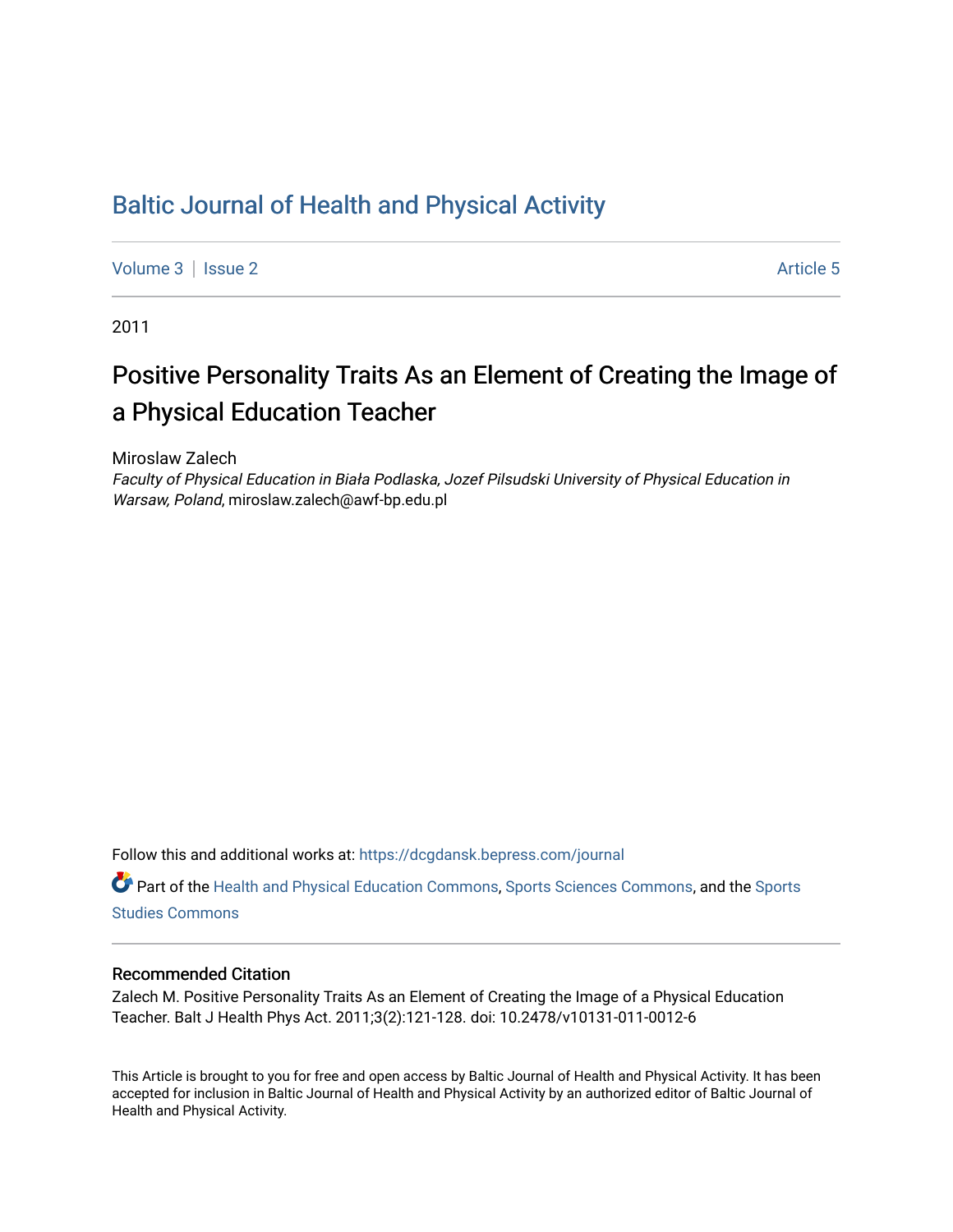# Baltic Journal of Health and Physical Activity

Volume 3 | Issue 2 Article 5

2011

## Positive Personality Traits As an Element of Creating the Image of a Physical Education Teacher

Miroslaw Zalech
*Faculty of Physical Education in Biała Podlaska, Jozef Pilsudski University of Physical Education in Warsaw, Poland*, miroslaw.zalech@awf-bp.edu.pl

Follow this and additional works at: https://dcgdansk.bepress.com/journal

Part of the Health and Physical Education Commons, Sports Sciences Commons, and the Sports Studies Commons

### Recommended Citation

Zalech M. Positive Personality Traits As an Element of Creating the Image of a Physical Education Teacher. Balt J Health Phys Act. 2011;3(2):121-128. doi: 10.2478/v10131-011-0012-6

This Article is brought to you for free and open access by Baltic Journal of Health and Physical Activity. It has been accepted for inclusion in Baltic Journal of Health and Physical Activity by an authorized editor of Baltic Journal of Health and Physical Activity.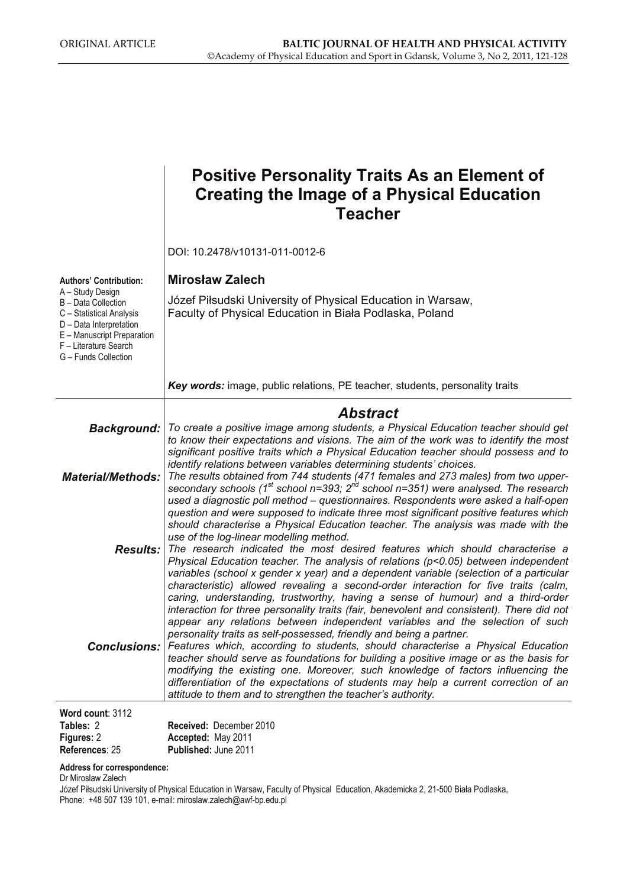ORIGINAL ARTICLE

# Positive Personality Traits As an Element of Creating the Image of a Physical Education Teacher

DOI: 10.2478/v10131-011-0012-6

**Authors' Contribution:**
A – Study Design
B – Data Collection
C – Statistical Analysis
D – Data Interpretation
E – Manuscript Preparation
F – Literature Search
G – Funds Collection

**Mirosław Zalech**

Józef Piłsudski University of Physical Education in Warsaw,
Faculty of Physical Education in Biała Podlaska, Poland

***Key words:*** image, public relations, PE teacher, students, personality traits

## *Abstract*

***Background:*** *To create a positive image among students, a Physical Education teacher should get to know their expectations and visions. The aim of the work was to identify the most significant positive traits which a Physical Education teacher should possess and to identify relations between variables determining students' choices.*

***Material/Methods:*** *The results obtained from 744 students (471 females and 273 males) from two upper-secondary schools (1st school n=393; 2nd school n=351) were analysed. The research used a diagnostic poll method – questionnaires. Respondents were asked a half-open question and were supposed to indicate three most significant positive features which should characterise a Physical Education teacher. The analysis was made with the use of the log-linear modelling method.*

***Results:*** *The research indicated the most desired features which should characterise a Physical Education teacher. The analysis of relations ($p<0.05$) between independent variables (school x gender x year) and a dependent variable (selection of a particular characteristic) allowed revealing a second-order interaction for five traits (calm, caring, understanding, trustworthy, having a sense of humour) and a third-order interaction for three personality traits (fair, benevolent and consistent). There did not appear any relations between independent variables and the selection of such personality traits as self-possessed, friendly and being a partner.*

***Conclusions:*** *Features which, according to students, should characterise a Physical Education teacher should serve as foundations for building a positive image or as the basis for modifying the existing one. Moreover, such knowledge of factors influencing the differentiation of the expectations of students may help a current correction of an attitude to them and to strengthen the teacher's authority.*

**Word count**: 3112
**Tables:** 2
**Figures:** 2
**References**: 25

**Received:** December 2010
**Accepted:** May 2011
**Published:** June 2011

**Address for correspondence:**
Dr Miroslaw Zalech
Józef Piłsudski University of Physical Education in Warsaw, Faculty of Physical Education, Akademicka 2, 21-500 Biała Podlaska,
Phone: +48 507 139 101, e-mail: miroslaw.zalech@awf-bp.edu.pl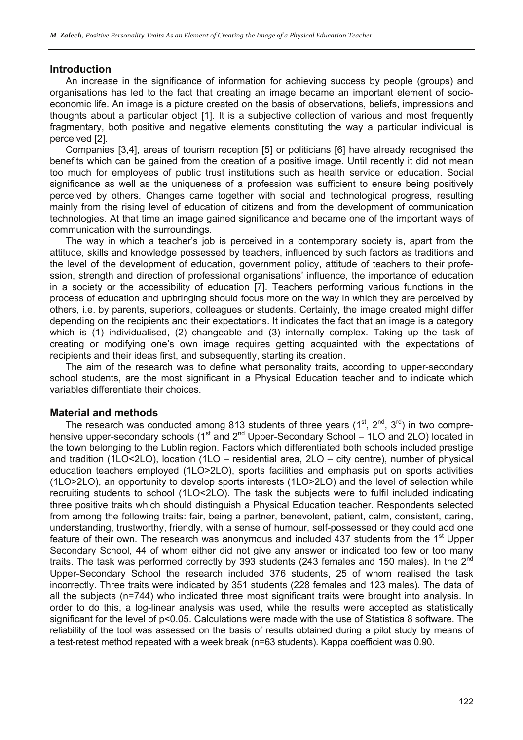## Introduction

An increase in the significance of information for achieving success by people (groups) and organisations has led to the fact that creating an image became an important element of socio-economic life. An image is a picture created on the basis of observations, beliefs, impressions and thoughts about a particular object [1]. It is a subjective collection of various and most frequently fragmentary, both positive and negative elements constituting the way a particular individual is perceived [2].

Companies [3,4], areas of tourism reception [5] or politicians [6] have already recognised the benefits which can be gained from the creation of a positive image. Until recently it did not mean too much for employees of public trust institutions such as health service or education. Social significance as well as the uniqueness of a profession was sufficient to ensure being positively perceived by others. Changes came together with social and technological progress, resulting mainly from the rising level of education of citizens and from the development of communication technologies. At that time an image gained significance and became one of the important ways of communication with the surroundings.

The way in which a teacher's job is perceived in a contemporary society is, apart from the attitude, skills and knowledge possessed by teachers, influenced by such factors as traditions and the level of the development of education, government policy, attitude of teachers to their profession, strength and direction of professional organisations' influence, the importance of education in a society or the accessibility of education [7]. Teachers performing various functions in the process of education and upbringing should focus more on the way in which they are perceived by others, i.e. by parents, superiors, colleagues or students. Certainly, the image created might differ depending on the recipients and their expectations. It indicates the fact that an image is a category which is (1) individualised, (2) changeable and (3) internally complex. Taking up the task of creating or modifying one's own image requires getting acquainted with the expectations of recipients and their ideas first, and subsequently, starting its creation.

The aim of the research was to define what personality traits, according to upper-secondary school students, are the most significant in a Physical Education teacher and to indicate which variables differentiate their choices.

## Material and methods

The research was conducted among 813 students of three years (1st, 2nd, 3rd) in two comprehensive upper-secondary schools (1st and 2nd Upper-Secondary School – 1LO and 2LO) located in the town belonging to the Lublin region. Factors which differentiated both schools included prestige and tradition (1LO<2LO), location (1LO – residential area, 2LO – city centre), number of physical education teachers employed (1LO>2LO), sports facilities and emphasis put on sports activities (1LO>2LO), an opportunity to develop sports interests (1LO>2LO) and the level of selection while recruiting students to school (1LO<2LO). The task the subjects were to fulfil included indicating three positive traits which should distinguish a Physical Education teacher. Respondents selected from among the following traits: fair, being a partner, benevolent, patient, calm, consistent, caring, understanding, trustworthy, friendly, with a sense of humour, self-possessed or they could add one feature of their own. The research was anonymous and included 437 students from the 1st Upper Secondary School, 44 of whom either did not give any answer or indicated too few or too many traits. The task was performed correctly by 393 students (243 females and 150 males). In the 2nd Upper-Secondary School the research included 376 students, 25 of whom realised the task incorrectly. Three traits were indicated by 351 students (228 females and 123 males). The data of all the subjects (n=744) who indicated three most significant traits were brought into analysis. In order to do this, a log-linear analysis was used, while the results were accepted as statistically significant for the level of $p<0.05$. Calculations were made with the use of Statistica 8 software. The reliability of the tool was assessed on the basis of results obtained during a pilot study by means of a test-retest method repeated with a week break (n=63 students). Kappa coefficient was 0.90.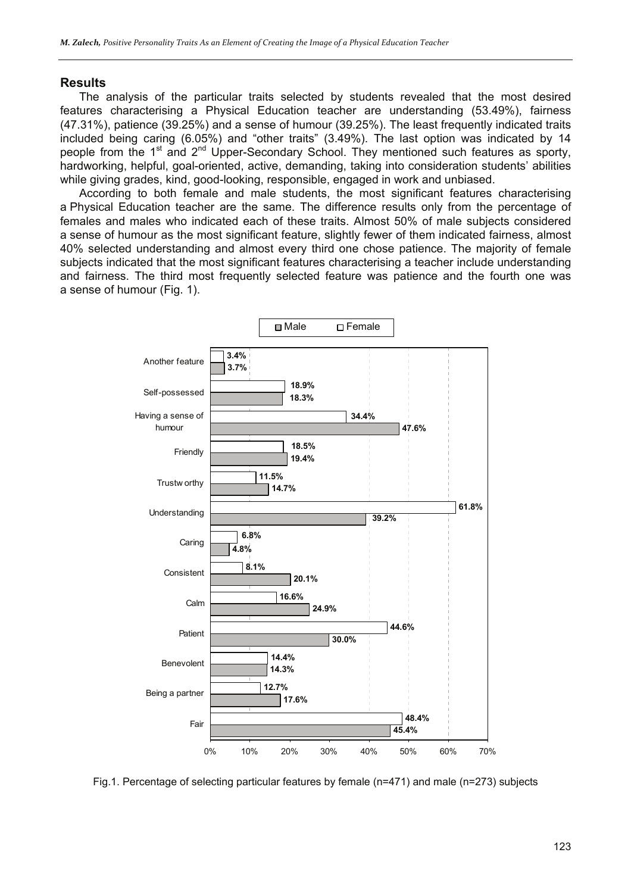## Results

The analysis of the particular traits selected by students revealed that the most desired features characterising a Physical Education teacher are understanding (53.49%), fairness (47.31%), patience (39.25%) and a sense of humour (39.25%). The least frequently indicated traits included being caring (6.05%) and "other traits" (3.49%). The last option was indicated by 14 people from the 1st and 2nd Upper-Secondary School. They mentioned such features as sporty, hardworking, helpful, goal-oriented, active, demanding, taking into consideration students' abilities while giving grades, kind, good-looking, responsible, engaged in work and unbiased.

According to both female and male students, the most significant features characterising a Physical Education teacher are the same. The difference results only from the percentage of females and males who indicated each of these traits. Almost 50% of male subjects considered a sense of humour as the most significant feature, slightly fewer of them indicated fairness, almost 40% selected understanding and almost every third one chose patience. The majority of female subjects indicated that the most significant features characterising a teacher include understanding and fairness. The third most frequently selected feature was patience and the fourth one was a sense of humour (Fig. 1).

| Feature | Male | Female |
|---|---|---|
| Another feature | 3.7% | 3.4% |
| Self-possessed | 18.3% | 18.9% |
| Having a sense of humour | 47.6% | 34.4% |
| Friendly | 19.4% | 18.5% |
| Trustworthy | 14.7% | 11.5% |
| Understanding | 39.2% | 61.8% |
| Caring | 4.8% | 6.8% |
| Consistent | 20.1% | 8.1% |
| Calm | 24.9% | 16.6% |
| Patient | 30.0% | 44.6% |
| Benevolent | 14.3% | 14.4% |
| Being a partner | 17.6% | 12.7% |
| Fair | 45.4% | 48.4% |

Fig.1. Percentage of selecting particular features by female (n=471) and male (n=273) subjects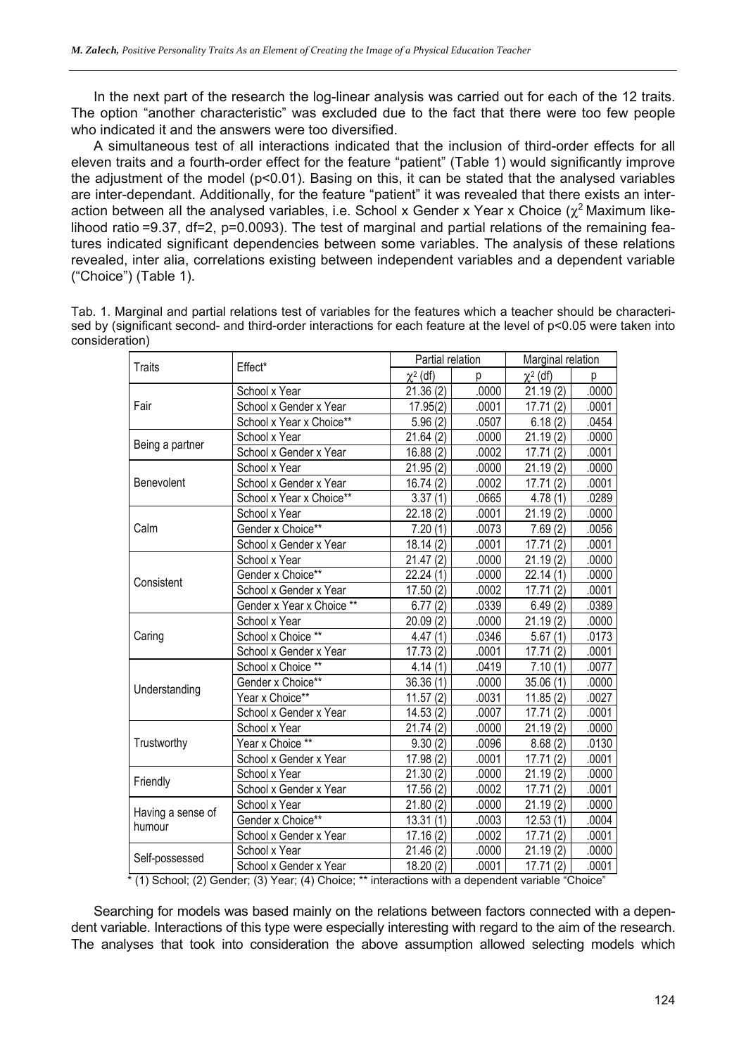In the next part of the research the log-linear analysis was carried out for each of the 12 traits. The option "another characteristic" was excluded due to the fact that there were too few people who indicated it and the answers were too diversified.

A simultaneous test of all interactions indicated that the inclusion of third-order effects for all eleven traits and a fourth-order effect for the feature "patient" (Table 1) would significantly improve the adjustment of the model ($p<0.01$). Basing on this, it can be stated that the analysed variables are inter-dependant. Additionally, for the feature "patient" it was revealed that there exists an interaction between all the analysed variables, i.e. School x Gender x Year x Choice ($\chi^2$ Maximum likelihood ratio =9.37, df=2, p=0.0093). The test of marginal and partial relations of the remaining features indicated significant dependencies between some variables. The analysis of these relations revealed, inter alia, correlations existing between independent variables and a dependent variable ("Choice") (Table 1).

Tab. 1. Marginal and partial relations test of variables for the features which a teacher should be characterised by (significant second- and third-order interactions for each feature at the level of $p<0.05$ were taken into consideration)

| Traits | Effect* | Partial relation | | Marginal relation | |
|---|---|---|---|---|---|
| | | $\chi^2$ (df) | p | $\chi^2$ (df) | p |
| Fair | School x Year | 21.36 (2) | .0000 | 21.19 (2) | .0000 |
| | School x Gender x Year | 17.95(2) | .0001 | 17.71 (2) | .0001 |
| | School x Year x Choice** | 5.96 (2) | .0507 | 6.18 (2) | .0454 |
| Being a partner | School x Year | 21.64 (2) | .0000 | 21.19 (2) | .0000 |
| | School x Gender x Year | 16.88 (2) | .0002 | 17.71 (2) | .0001 |
| Benevolent | School x Year | 21.95 (2) | .0000 | 21.19 (2) | .0000 |
| | School x Gender x Year | 16.74 (2) | .0002 | 17.71 (2) | .0001 |
| | School x Year x Choice** | 3.37 (1) | .0665 | 4.78 (1) | .0289 |
| Calm | School x Year | 22.18 (2) | .0001 | 21.19 (2) | .0000 |
| | Gender x Choice** | 7.20 (1) | .0073 | 7.69 (2) | .0056 |
| | School x Gender x Year | 18.14 (2) | .0001 | 17.71 (2) | .0001 |
| Consistent | School x Year | 21.47 (2) | .0000 | 21.19 (2) | .0000 |
| | Gender x Choice** | 22.24 (1) | .0000 | 22.14 (1) | .0000 |
| | School x Gender x Year | 17.50 (2) | .0002 | 17.71 (2) | .0001 |
| | Gender x Year x Choice ** | 6.77 (2) | .0339 | 6.49 (2) | .0389 |
| Caring | School x Year | 20.09 (2) | .0000 | 21.19 (2) | .0000 |
| | School x Choice ** | 4.47 (1) | .0346 | 5.67 (1) | .0173 |
| | School x Gender x Year | 17.73 (2) | .0001 | 17.71 (2) | .0001 |
| Understanding | School x Choice ** | 4.14 (1) | .0419 | 7.10 (1) | .0077 |
| | Gender x Choice** | 36.36 (1) | .0000 | 35.06 (1) | .0000 |
| | Year x Choice** | 11.57 (2) | .0031 | 11.85 (2) | .0027 |
| | School x Gender x Year | 14.53 (2) | .0007 | 17.71 (2) | .0001 |
| Trustworthy | School x Year | 21.74 (2) | .0000 | 21.19 (2) | .0000 |
| | Year x Choice ** | 9.30 (2) | .0096 | 8.68 (2) | .0130 |
| | School x Gender x Year | 17.98 (2) | .0001 | 17.71 (2) | .0001 |
| Friendly | School x Year | 21.30 (2) | .0000 | 21.19 (2) | .0000 |
| | School x Gender x Year | 17.56 (2) | .0002 | 17.71 (2) | .0001 |
| Having a sense of humour | School x Year | 21.80 (2) | .0000 | 21.19 (2) | .0000 |
| | Gender x Choice** | 13.31 (1) | .0003 | 12.53 (1) | .0004 |
| | School x Gender x Year | 17.16 (2) | .0002 | 17.71 (2) | .0001 |
| Self-possessed | School x Year | 21.46 (2) | .0000 | 21.19 (2) | .0000 |
| | School x Gender x Year | 18.20 (2) | .0001 | 17.71 (2) | .0001 |

\* (1) School; (2) Gender; (3) Year; (4) Choice; ** interactions with a dependent variable "Choice"

Searching for models was based mainly on the relations between factors connected with a dependent variable. Interactions of this type were especially interesting with regard to the aim of the research. The analyses that took into consideration the above assumption allowed selecting models which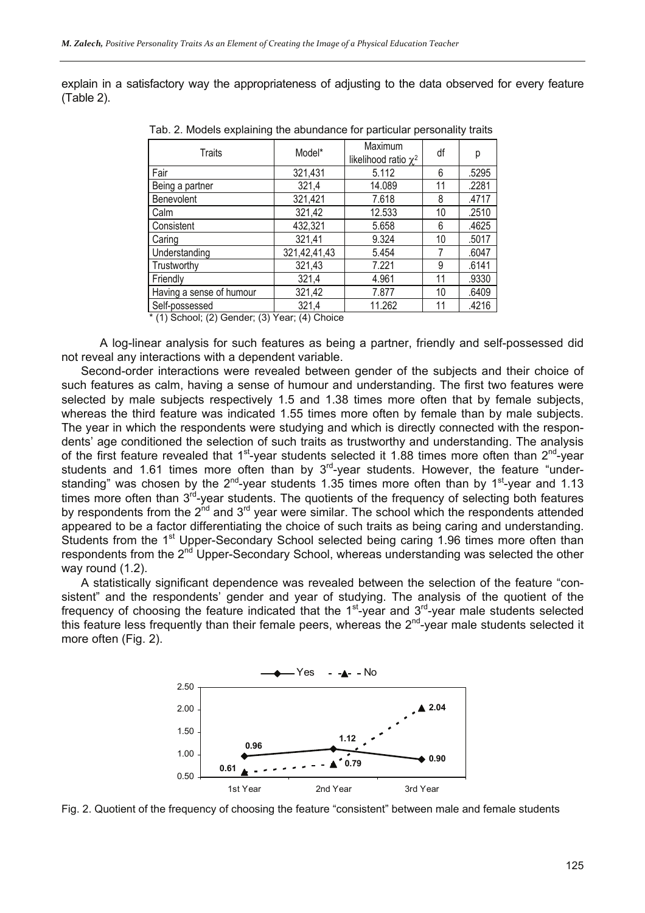explain in a satisfactory way the appropriateness of adjusting to the data observed for every feature (Table 2).

Tab. 2. Models explaining the abundance for particular personality traits

| Traits | Model* | Maximum likelihood ratio $\chi^2$ | df | p |
|---|---|---|---|---|
| Fair | 321,431 | 5.112 | 6 | .5295 |
| Being a partner | 321,4 | 14.089 | 11 | .2281 |
| Benevolent | 321,421 | 7.618 | 8 | .4717 |
| Calm | 321,42 | 12.533 | 10 | .2510 |
| Consistent | 432,321 | 5.658 | 6 | .4625 |
| Caring | 321,41 | 9.324 | 10 | .5017 |
| Understanding | 321,42,41,43 | 5.454 | 7 | .6047 |
| Trustworthy | 321,43 | 7.221 | 9 | .6141 |
| Friendly | 321,4 | 4.961 | 11 | .9330 |
| Having a sense of humour | 321,42 | 7.877 | 10 | .6409 |
| Self-possessed | 321,4 | 11.262 | 11 | .4216 |

\* (1) School; (2) Gender; (3) Year; (4) Choice

A log-linear analysis for such features as being a partner, friendly and self-possessed did not reveal any interactions with a dependent variable.

Second-order interactions were revealed between gender of the subjects and their choice of such features as calm, having a sense of humour and understanding. The first two features were selected by male subjects respectively 1.5 and 1.38 times more often that by female subjects, whereas the third feature was indicated 1.55 times more often by female than by male subjects. The year in which the respondents were studying and which is directly connected with the respondents' age conditioned the selection of such traits as trustworthy and understanding. The analysis of the first feature revealed that 1st-year students selected it 1.88 times more often than 2nd-year students and 1.61 times more often than by 3rd-year students. However, the feature "understanding" was chosen by the 2nd-year students 1.35 times more often than by 1st-year and 1.13 times more often than 3rd-year students. The quotients of the frequency of selecting both features by respondents from the 2nd and 3rd year were similar. The school which the respondents attended appeared to be a factor differentiating the choice of such traits as being caring and understanding. Students from the 1st Upper-Secondary School selected being caring 1.96 times more often than respondents from the 2nd Upper-Secondary School, whereas understanding was selected the other way round (1.2).

A statistically significant dependence was revealed between the selection of the feature "consistent" and the respondents' gender and year of studying. The analysis of the quotient of the frequency of choosing the feature indicated that the 1st-year and 3rd-year male students selected this feature less frequently than their female peers, whereas the 2nd-year male students selected it more often (Fig. 2).

| | 1st Year | 2nd Year | 3rd Year |
|---|---|---|---|
| Yes | 0.96 | 1.12 | 0.90 |
| No | 0.61 | 0.79 | 2.04 |

Fig. 2. Quotient of the frequency of choosing the feature "consistent" between male and female students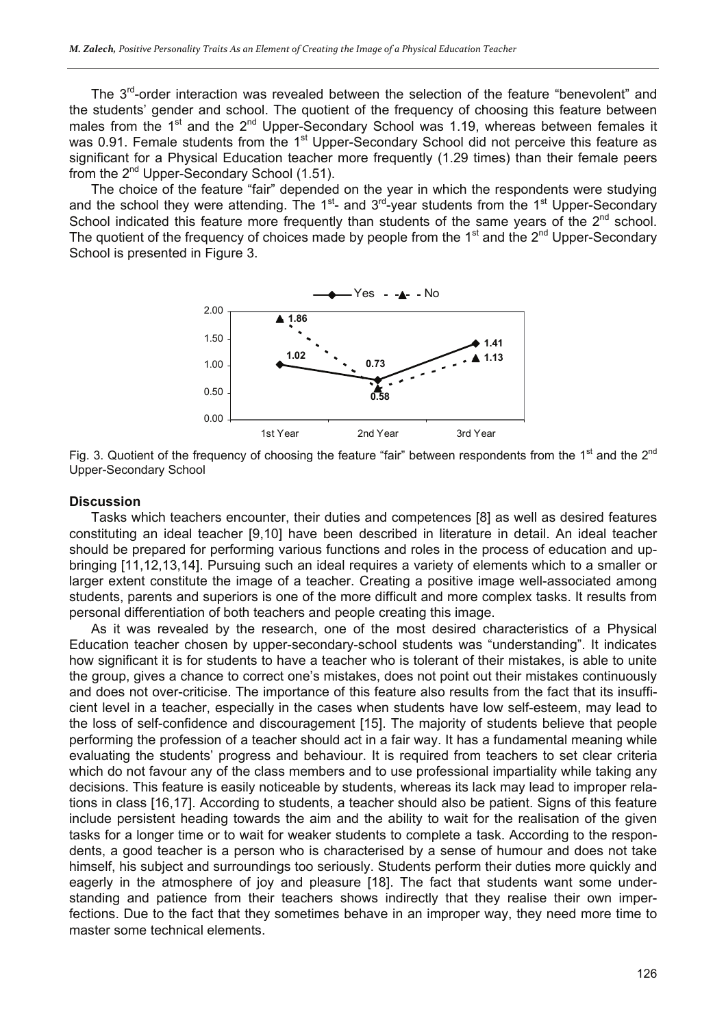The 3rd-order interaction was revealed between the selection of the feature "benevolent" and the students' gender and school. The quotient of the frequency of choosing this feature between males from the 1st and the 2nd Upper-Secondary School was 1.19, whereas between females it was 0.91. Female students from the 1st Upper-Secondary School did not perceive this feature as significant for a Physical Education teacher more frequently (1.29 times) than their female peers from the 2nd Upper-Secondary School (1.51).

The choice of the feature "fair" depended on the year in which the respondents were studying and the school they were attending. The 1st- and 3rd-year students from the 1st Upper-Secondary School indicated this feature more frequently than students of the same years of the 2nd school. The quotient of the frequency of choices made by people from the 1st and the 2nd Upper-Secondary School is presented in Figure 3.

Fig. 3. Quotient of the frequency of choosing the feature "fair" between respondents from the 1st and the 2nd Upper-Secondary School

## Discussion

Tasks which teachers encounter, their duties and competences [8] as well as desired features constituting an ideal teacher [9,10] have been described in literature in detail. An ideal teacher should be prepared for performing various functions and roles in the process of education and upbringing [11,12,13,14]. Pursuing such an ideal requires a variety of elements which to a smaller or larger extent constitute the image of a teacher. Creating a positive image well-associated among students, parents and superiors is one of the more difficult and more complex tasks. It results from personal differentiation of both teachers and people creating this image.

As it was revealed by the research, one of the most desired characteristics of a Physical Education teacher chosen by upper-secondary-school students was "understanding". It indicates how significant it is for students to have a teacher who is tolerant of their mistakes, is able to unite the group, gives a chance to correct one's mistakes, does not point out their mistakes continuously and does not over-criticise. The importance of this feature also results from the fact that its insufficient level in a teacher, especially in the cases when students have low self-esteem, may lead to the loss of self-confidence and discouragement [15]. The majority of students believe that people performing the profession of a teacher should act in a fair way. It has a fundamental meaning while evaluating the students' progress and behaviour. It is required from teachers to set clear criteria which do not favour any of the class members and to use professional impartiality while taking any decisions. This feature is easily noticeable by students, whereas its lack may lead to improper relations in class [16,17]. According to students, a teacher should also be patient. Signs of this feature include persistent heading towards the aim and the ability to wait for the realisation of the given tasks for a longer time or to wait for weaker students to complete a task. According to the respondents, a good teacher is a person who is characterised by a sense of humour and does not take himself, his subject and surroundings too seriously. Students perform their duties more quickly and eagerly in the atmosphere of joy and pleasure [18]. The fact that students want some understanding and patience from their teachers shows indirectly that they realise their own imperfections. Due to the fact that they sometimes behave in an improper way, they need more time to master some technical elements.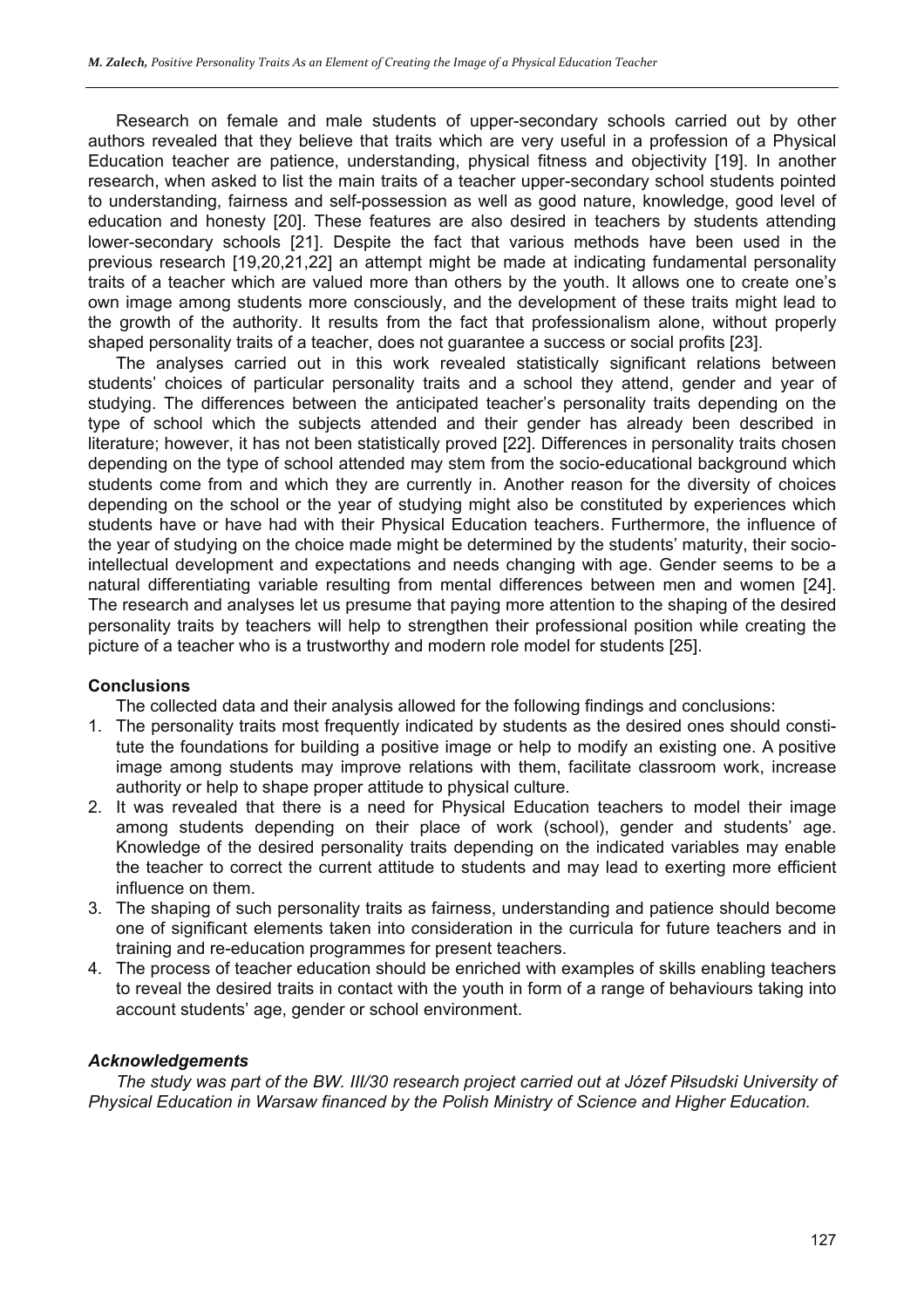Research on female and male students of upper-secondary schools carried out by other authors revealed that they believe that traits which are very useful in a profession of a Physical Education teacher are patience, understanding, physical fitness and objectivity [19]. In another research, when asked to list the main traits of a teacher upper-secondary school students pointed to understanding, fairness and self-possession as well as good nature, knowledge, good level of education and honesty [20]. These features are also desired in teachers by students attending lower-secondary schools [21]. Despite the fact that various methods have been used in the previous research [19,20,21,22] an attempt might be made at indicating fundamental personality traits of a teacher which are valued more than others by the youth. It allows one to create one's own image among students more consciously, and the development of these traits might lead to the growth of the authority. It results from the fact that professionalism alone, without properly shaped personality traits of a teacher, does not guarantee a success or social profits [23].

The analyses carried out in this work revealed statistically significant relations between students' choices of particular personality traits and a school they attend, gender and year of studying. The differences between the anticipated teacher's personality traits depending on the type of school which the subjects attended and their gender has already been described in literature; however, it has not been statistically proved [22]. Differences in personality traits chosen depending on the type of school attended may stem from the socio-educational background which students come from and which they are currently in. Another reason for the diversity of choices depending on the school or the year of studying might also be constituted by experiences which students have or have had with their Physical Education teachers. Furthermore, the influence of the year of studying on the choice made might be determined by the students' maturity, their socio-intellectual development and expectations and needs changing with age. Gender seems to be a natural differentiating variable resulting from mental differences between men and women [24]. The research and analyses let us presume that paying more attention to the shaping of the desired personality traits by teachers will help to strengthen their professional position while creating the picture of a teacher who is a trustworthy and modern role model for students [25].

### Conclusions

The collected data and their analysis allowed for the following findings and conclusions:

1. The personality traits most frequently indicated by students as the desired ones should constitute the foundations for building a positive image or help to modify an existing one. A positive image among students may improve relations with them, facilitate classroom work, increase authority or help to shape proper attitude to physical culture.
2. It was revealed that there is a need for Physical Education teachers to model their image among students depending on their place of work (school), gender and students' age. Knowledge of the desired personality traits depending on the indicated variables may enable the teacher to correct the current attitude to students and may lead to exerting more efficient influence on them.
3. The shaping of such personality traits as fairness, understanding and patience should become one of significant elements taken into consideration in the curricula for future teachers and in training and re-education programmes for present teachers.
4. The process of teacher education should be enriched with examples of skills enabling teachers to reveal the desired traits in contact with the youth in form of a range of behaviours taking into account students' age, gender or school environment.

### *Acknowledgements*

*The study was part of the BW. III/30 research project carried out at Józef Piłsudski University of Physical Education in Warsaw financed by the Polish Ministry of Science and Higher Education.*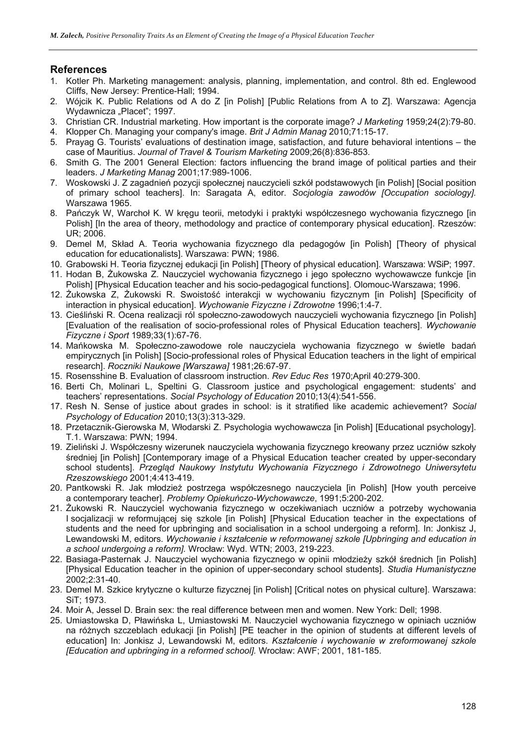## References

1. Kotler Ph. Marketing management: analysis, planning, implementation, and control. 8th ed. Englewood Cliffs, New Jersey: Prentice-Hall; 1994.
2. Wójcik K. Public Relations od A do Z [in Polish] [Public Relations from A to Z]. Warszawa: Agencja Wydawnicza „Placet"; 1997.
3. Christian CR. Industrial marketing. How important is the corporate image? *J Marketing* 1959;24(2):79-80.
4. Klopper Ch. Managing your company's image. *Brit J Admin Manag* 2010;71:15-17.
5. Prayag G. Tourists' evaluations of destination image, satisfaction, and future behavioral intentions – the case of Mauritius. *Journal of Travel & Tourism Marketing* 2009;26(8):836-853.
6. Smith G. The 2001 General Election: factors influencing the brand image of political parties and their leaders. *J Marketing Manag* 2001;17:989-1006.
7. Woskowski J. Z zagadnień pozycji społecznej nauczycieli szkół podstawowych [in Polish] [Social position of primary school teachers]. In: Saragata A, editor. *Socjologia zawodów [Occupation sociology].* Warszawa 1965.
8. Pańczyk W, Warchoł K. W kręgu teorii, metodyki i praktyki współczesnego wychowania fizycznego [in Polish] [In the area of theory, methodology and practice of contemporary physical education]. Rzeszów: UR; 2006.
9. Demel M, Skład A. Teoria wychowania fizycznego dla pedagogów [in Polish] [Theory of physical education for educationalists]. Warszawa: PWN; 1986.
10. Grabowski H. Teoria fizycznej edukacji [in Polish] [Theory of physical education]. Warszawa: WSiP; 1997.
11. Hodan B, Żukowska Z. Nauczyciel wychowania fizycznego i jego społeczno wychowawcze funkcje [in Polish] [Physical Education teacher and his socio-pedagogical functions]. Olomouc-Warszawa; 1996.
12. Żukowska Z, Żukowski R. Swoistość interakcji w wychowaniu fizycznym [in Polish] [Specificity of interaction in physical education]. *Wychowanie Fizyczne i Zdrowotne* 1996;1:4-7.
13. Cieśliński R. Ocena realizacji ról społeczno-zawodowych nauczycieli wychowania fizycznego [in Polish] [Evaluation of the realisation of socio-professional roles of Physical Education teachers]. *Wychowanie Fizyczne i Sport* 1989;33(1):67-76.
14. Mańkowska M. Społeczno-zawodowe role nauczyciela wychowania fizycznego w świetle badań empirycznych [in Polish] [Socio-professional roles of Physical Education teachers in the light of empirical research]. *Roczniki Naukowe [Warszawa]* 1981;26:67-97.
15. Rosensshine B. Evaluation of classroom instruction. *Rev Educ Res* 1970;April 40:279-300.
16. Berti Ch, Molinari L, Speltini G. Classroom justice and psychological engagement: students' and teachers' representations. *Social Psychology of Education* 2010;13(4):541-556.
17. Resh N. Sense of justice about grades in school: is it stratified like academic achievement? *Social Psychology of Education* 2010;13(3):313-329.
18. Przetacznik-Gierowska M, Włodarski Z. Psychologia wychowawcza [in Polish] [Educational psychology]. T.1. Warszawa: PWN; 1994.
19. Zieliński J. Współczesny wizerunek nauczyciela wychowania fizycznego kreowany przez uczniów szkoły średniej [in Polish] [Contemporary image of a Physical Education teacher created by upper-secondary school students]. *Przegląd Naukowy Instytutu Wychowania Fizycznego i Zdrowotnego Uniwersytetu Rzeszowskiego* 2001;4:413-419.
20. Pantkowski R. Jak młodzież postrzega współczesnego nauczyciela [in Polish] [How youth perceive a contemporary teacher]. *Problemy Opiekuńczo-Wychowawcze*, 1991;5:200-202.
21. Żukowski R. Nauczyciel wychowania fizycznego w oczekiwaniach uczniów a potrzeby wychowania I socjalizacji w reformującej się szkole [in Polish] [Physical Education teacher in the expectations of students and the need for upbringing and socialisation in a school undergoing a reform]. In: Jonkisz J, Lewandowski M, editors. *Wychowanie i kształcenie w reformowanej szkole [Upbringing and education in a school undergoing a reform].* Wrocław: Wyd. WTN; 2003, 219-223.
22. Basiaga-Pasternak J. Nauczyciel wychowania fizycznego w opinii młodzieży szkół średnich [in Polish] [Physical Education teacher in the opinion of upper-secondary school students]. *Studia Humanistyczne* 2002;2:31-40.
23. Demel M. Szkice krytyczne o kulturze fizycznej [in Polish] [Critical notes on physical culture]. Warszawa: SiT; 1973.
24. Moir A, Jessel D. Brain sex: the real difference between men and women. New York: Dell; 1998.
25. Umiastowska D, Pławińska L, Umiastowski M. Nauczyciel wychowania fizycznego w opiniach uczniów na różnych szczeblach edukacji [in Polish] [PE teacher in the opinion of students at different levels of education] In: Jonkisz J, Lewandowski M, editors. *Kształcenie i wychowanie w zreformowanej szkole [Education and upbringing in a reformed school].* Wrocław: AWF; 2001, 181-185.